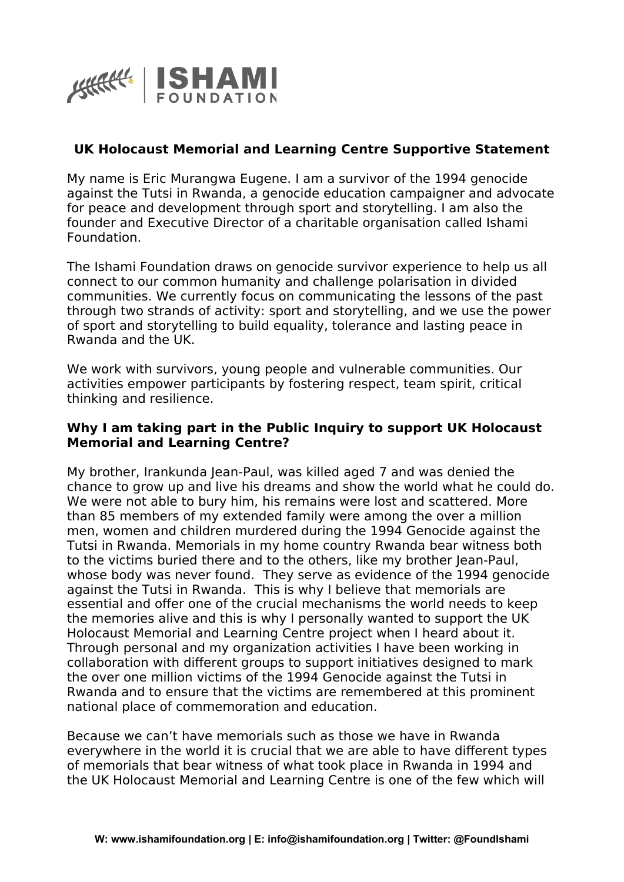**UK Holocaust Memorial and Learning Centre Supportive Statement**

My name is Eric Murangwa Eugene. I am a survivor of the 1994 genocide against the Tutsi in Rwanda, a genocide education campaigner and advocate for peace and development through sport and storytelling. I am also the founder and Executive Director of a charitable organisation called Ishami Foundation.

The Ishami Foundation draws on genocide survivor experience to help us all connect to our common humanity and challenge polarisation in divided communities. We currently focus on communicating the lessons of the past through two strands of activity: sport and storytelling, and we use the power of sport and storytelling to build equality, tolerance and lasting peace in Rwanda and the UK.

We work with survivors, young people and vulnerable communities. Our activities empower participants by fostering respect, team spirit, critical thinking and resilience.

**Why I am taking part in the Public Inquiry to support UK Holocaust Memorial and Learning Centre?**

My brother, Irankunda Jean-Paul, was killed aged 7 and was denied the chance to grow up and live his dreams and show the world what he could do. We were not able to bury him, his remains were lost and scattered. More than 85 members of my extended family were among the over a million men, women and children murdered during the 1994 Genocide against the Tutsi in Rwanda. Memorials in my home country Rwanda bear witness both to the victims buried there and to the others, like my brother Jean-Paul, whose body was never found. They serve as evidence of the 1994 genocide against the Tutsi in Rwanda. This is why I believe that memorials are essential and offer one of the crucial mechanisms the world needs to keep the memories alive and this is why I personally wanted to support the UK Holocaust Memorial and Learning Centre project when I heard about it. Through personal and my organization activities I have been working in collaboration with different groups to support initiatives designed to mark the over one million victims of the 1994 Genocide against the Tutsi in Rwanda and to ensure that the victims are remembered at this prominent national place of commemoration and education.

Because we can't have memorials such as those we have in Rwanda everywhere in the world it is crucial that we are able to have different types of memorials that bear witness of what took place in Rwanda in 1994 and the UK Holocaust Memorial and Learning Centre is one of the few which will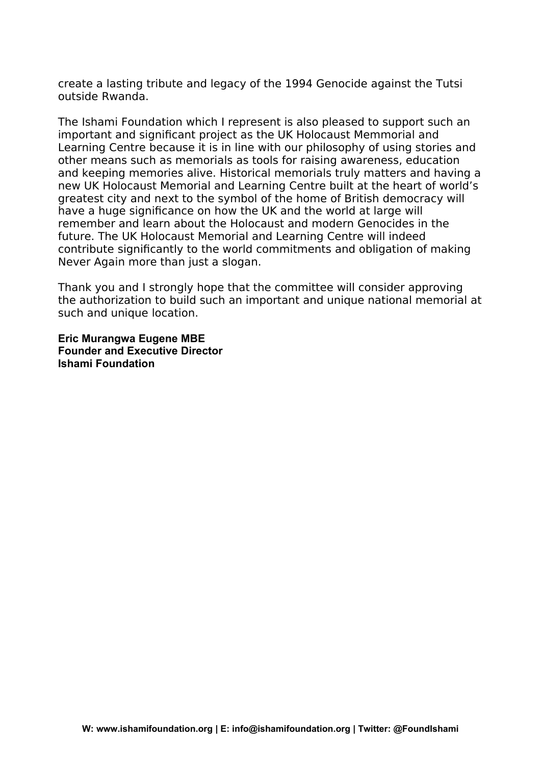create a lasting tribute and legacy of the 1994 Genocide against the Tutsi outside Rwanda.

The Ishami Foundation which I represent is also pleased to support such an important and significant project as the UK Holocaust Memmorial and Learning Centre because it is in line with our philosophy of using stories and other means such as memorials as tools for raising awareness, education and keeping memories alive. Historical memorials truly matters and having a new UK Holocaust Memorial and Learning Centre built at the heart of world's greatest city and next to the symbol of the home of British democracy will have a huge significance on how the UK and the world at large will remember and learn about the Holocaust and modern Genocides in the future. The UK Holocaust Memorial and Learning Centre will indeed contribute significantly to the world commitments and obligation of making Never Again more than just a slogan.

Thank you and I strongly hope that the committee will consider approving the authorization to build such an important and unique national memorial at such and unique location.

**Eric Murangwa Eugene MBE**
**Founder and Executive Director**
**Ishami Foundation**

**W: www.ishamifoundation.org | E: info@ishamifoundation.org | Twitter: @FoundIshami**